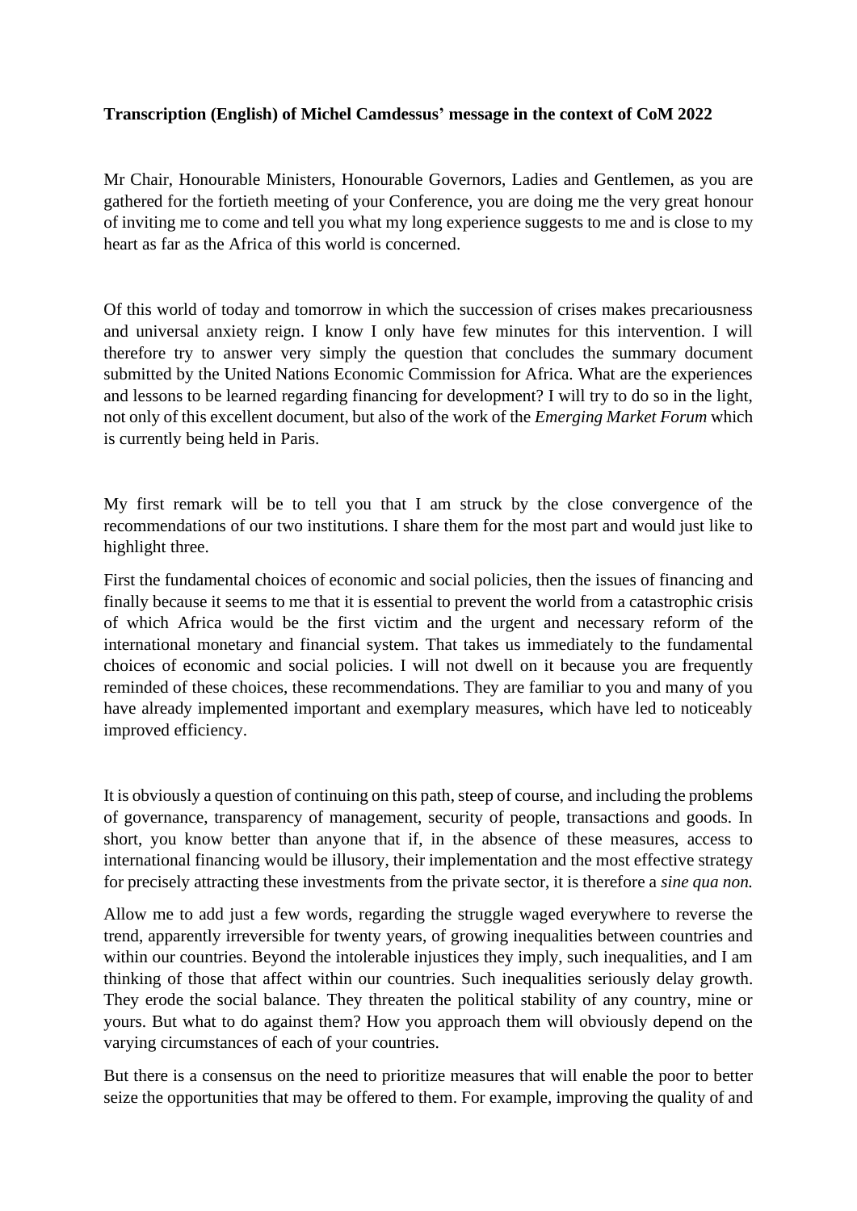**Transcription (English) of Michel Camdessus' message in the context of CoM 2022**

Mr Chair, Honourable Ministers, Honourable Governors, Ladies and Gentlemen, as you are gathered for the fortieth meeting of your Conference, you are doing me the very great honour of inviting me to come and tell you what my long experience suggests to me and is close to my heart as far as the Africa of this world is concerned.

Of this world of today and tomorrow in which the succession of crises makes precariousness and universal anxiety reign. I know I only have few minutes for this intervention. I will therefore try to answer very simply the question that concludes the summary document submitted by the United Nations Economic Commission for Africa. What are the experiences and lessons to be learned regarding financing for development? I will try to do so in the light, not only of this excellent document, but also of the work of the *Emerging Market Forum* which is currently being held in Paris.

My first remark will be to tell you that I am struck by the close convergence of the recommendations of our two institutions. I share them for the most part and would just like to highlight three.

First the fundamental choices of economic and social policies, then the issues of financing and finally because it seems to me that it is essential to prevent the world from a catastrophic crisis of which Africa would be the first victim and the urgent and necessary reform of the international monetary and financial system. That takes us immediately to the fundamental choices of economic and social policies. I will not dwell on it because you are frequently reminded of these choices, these recommendations. They are familiar to you and many of you have already implemented important and exemplary measures, which have led to noticeably improved efficiency.

It is obviously a question of continuing on this path, steep of course, and including the problems of governance, transparency of management, security of people, transactions and goods. In short, you know better than anyone that if, in the absence of these measures, access to international financing would be illusory, their implementation and the most effective strategy for precisely attracting these investments from the private sector, it is therefore a *sine qua non.*

Allow me to add just a few words, regarding the struggle waged everywhere to reverse the trend, apparently irreversible for twenty years, of growing inequalities between countries and within our countries. Beyond the intolerable injustices they imply, such inequalities, and I am thinking of those that affect within our countries. Such inequalities seriously delay growth. They erode the social balance. They threaten the political stability of any country, mine or yours. But what to do against them? How you approach them will obviously depend on the varying circumstances of each of your countries.

But there is a consensus on the need to prioritize measures that will enable the poor to better seize the opportunities that may be offered to them. For example, improving the quality of and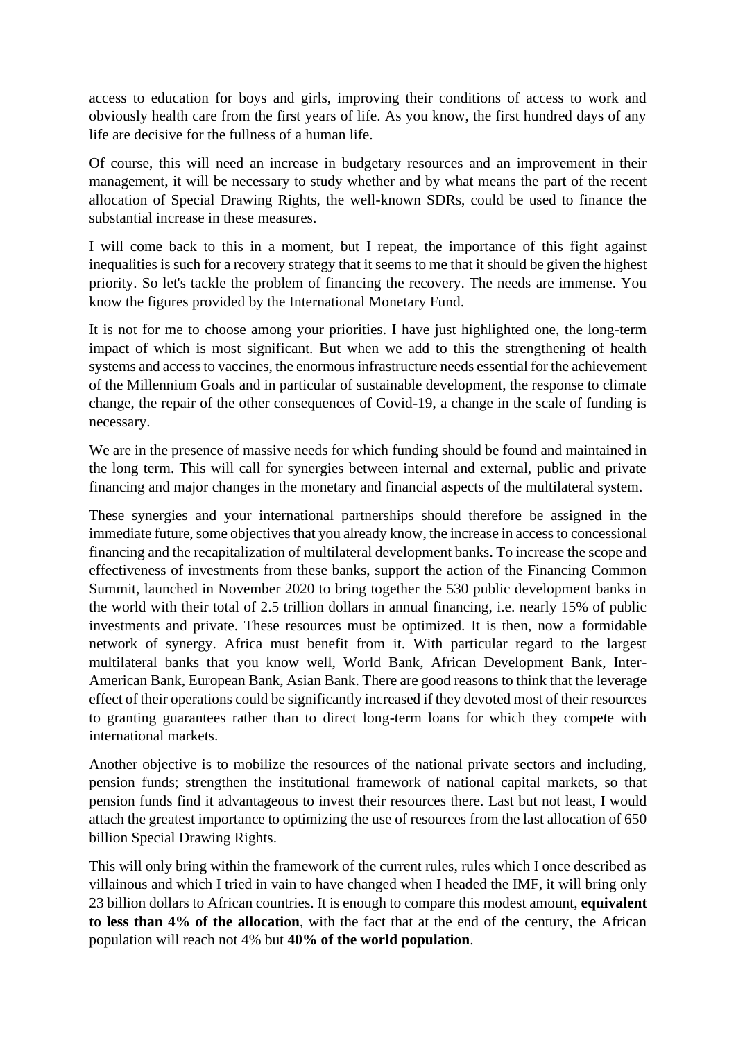access to education for boys and girls, improving their conditions of access to work and obviously health care from the first years of life. As you know, the first hundred days of any life are decisive for the fullness of a human life.

Of course, this will need an increase in budgetary resources and an improvement in their management, it will be necessary to study whether and by what means the part of the recent allocation of Special Drawing Rights, the well-known SDRs, could be used to finance the substantial increase in these measures.

I will come back to this in a moment, but I repeat, the importance of this fight against inequalities is such for a recovery strategy that it seems to me that it should be given the highest priority. So let's tackle the problem of financing the recovery. The needs are immense. You know the figures provided by the International Monetary Fund.

It is not for me to choose among your priorities. I have just highlighted one, the long-term impact of which is most significant. But when we add to this the strengthening of health systems and access to vaccines, the enormous infrastructure needs essential for the achievement of the Millennium Goals and in particular of sustainable development, the response to climate change, the repair of the other consequences of Covid-19, a change in the scale of funding is necessary.

We are in the presence of massive needs for which funding should be found and maintained in the long term. This will call for synergies between internal and external, public and private financing and major changes in the monetary and financial aspects of the multilateral system.

These synergies and your international partnerships should therefore be assigned in the immediate future, some objectives that you already know, the increase in access to concessional financing and the recapitalization of multilateral development banks. To increase the scope and effectiveness of investments from these banks, support the action of the Financing Common Summit, launched in November 2020 to bring together the 530 public development banks in the world with their total of 2.5 trillion dollars in annual financing, i.e. nearly 15% of public investments and private. These resources must be optimized. It is then, now a formidable network of synergy. Africa must benefit from it. With particular regard to the largest multilateral banks that you know well, World Bank, African Development Bank, Inter-American Bank, European Bank, Asian Bank. There are good reasons to think that the leverage effect of their operations could be significantly increased if they devoted most of their resources to granting guarantees rather than to direct long-term loans for which they compete with international markets.

Another objective is to mobilize the resources of the national private sectors and including, pension funds; strengthen the institutional framework of national capital markets, so that pension funds find it advantageous to invest their resources there. Last but not least, I would attach the greatest importance to optimizing the use of resources from the last allocation of 650 billion Special Drawing Rights.

This will only bring within the framework of the current rules, rules which I once described as villainous and which I tried in vain to have changed when I headed the IMF, it will bring only 23 billion dollars to African countries. It is enough to compare this modest amount, **equivalent to less than 4% of the allocation**, with the fact that at the end of the century, the African population will reach not 4% but **40% of the world population**.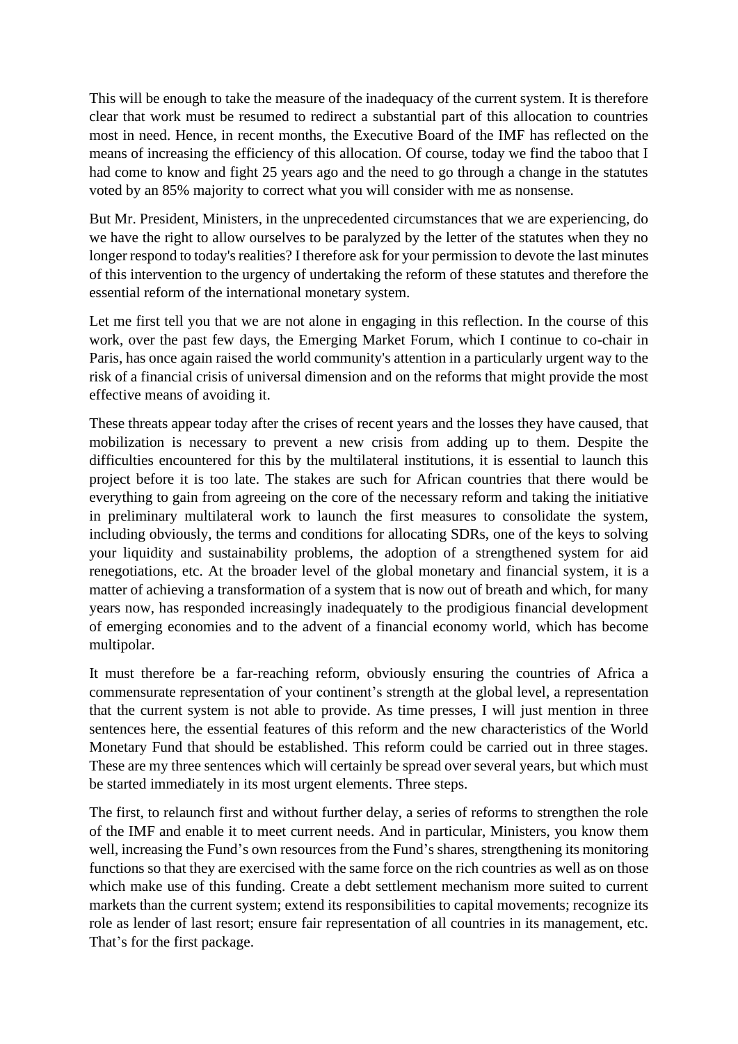This will be enough to take the measure of the inadequacy of the current system. It is therefore clear that work must be resumed to redirect a substantial part of this allocation to countries most in need. Hence, in recent months, the Executive Board of the IMF has reflected on the means of increasing the efficiency of this allocation. Of course, today we find the taboo that I had come to know and fight 25 years ago and the need to go through a change in the statutes voted by an 85% majority to correct what you will consider with me as nonsense.

But Mr. President, Ministers, in the unprecedented circumstances that we are experiencing, do we have the right to allow ourselves to be paralyzed by the letter of the statutes when they no longer respond to today's realities? I therefore ask for your permission to devote the last minutes of this intervention to the urgency of undertaking the reform of these statutes and therefore the essential reform of the international monetary system.

Let me first tell you that we are not alone in engaging in this reflection. In the course of this work, over the past few days, the Emerging Market Forum, which I continue to co-chair in Paris, has once again raised the world community's attention in a particularly urgent way to the risk of a financial crisis of universal dimension and on the reforms that might provide the most effective means of avoiding it.

These threats appear today after the crises of recent years and the losses they have caused, that mobilization is necessary to prevent a new crisis from adding up to them. Despite the difficulties encountered for this by the multilateral institutions, it is essential to launch this project before it is too late. The stakes are such for African countries that there would be everything to gain from agreeing on the core of the necessary reform and taking the initiative in preliminary multilateral work to launch the first measures to consolidate the system, including obviously, the terms and conditions for allocating SDRs, one of the keys to solving your liquidity and sustainability problems, the adoption of a strengthened system for aid renegotiations, etc. At the broader level of the global monetary and financial system, it is a matter of achieving a transformation of a system that is now out of breath and which, for many years now, has responded increasingly inadequately to the prodigious financial development of emerging economies and to the advent of a financial economy world, which has become multipolar.

It must therefore be a far-reaching reform, obviously ensuring the countries of Africa a commensurate representation of your continent's strength at the global level, a representation that the current system is not able to provide. As time presses, I will just mention in three sentences here, the essential features of this reform and the new characteristics of the World Monetary Fund that should be established. This reform could be carried out in three stages. These are my three sentences which will certainly be spread over several years, but which must be started immediately in its most urgent elements. Three steps.

The first, to relaunch first and without further delay, a series of reforms to strengthen the role of the IMF and enable it to meet current needs. And in particular, Ministers, you know them well, increasing the Fund's own resources from the Fund's shares, strengthening its monitoring functions so that they are exercised with the same force on the rich countries as well as on those which make use of this funding. Create a debt settlement mechanism more suited to current markets than the current system; extend its responsibilities to capital movements; recognize its role as lender of last resort; ensure fair representation of all countries in its management, etc. That's for the first package.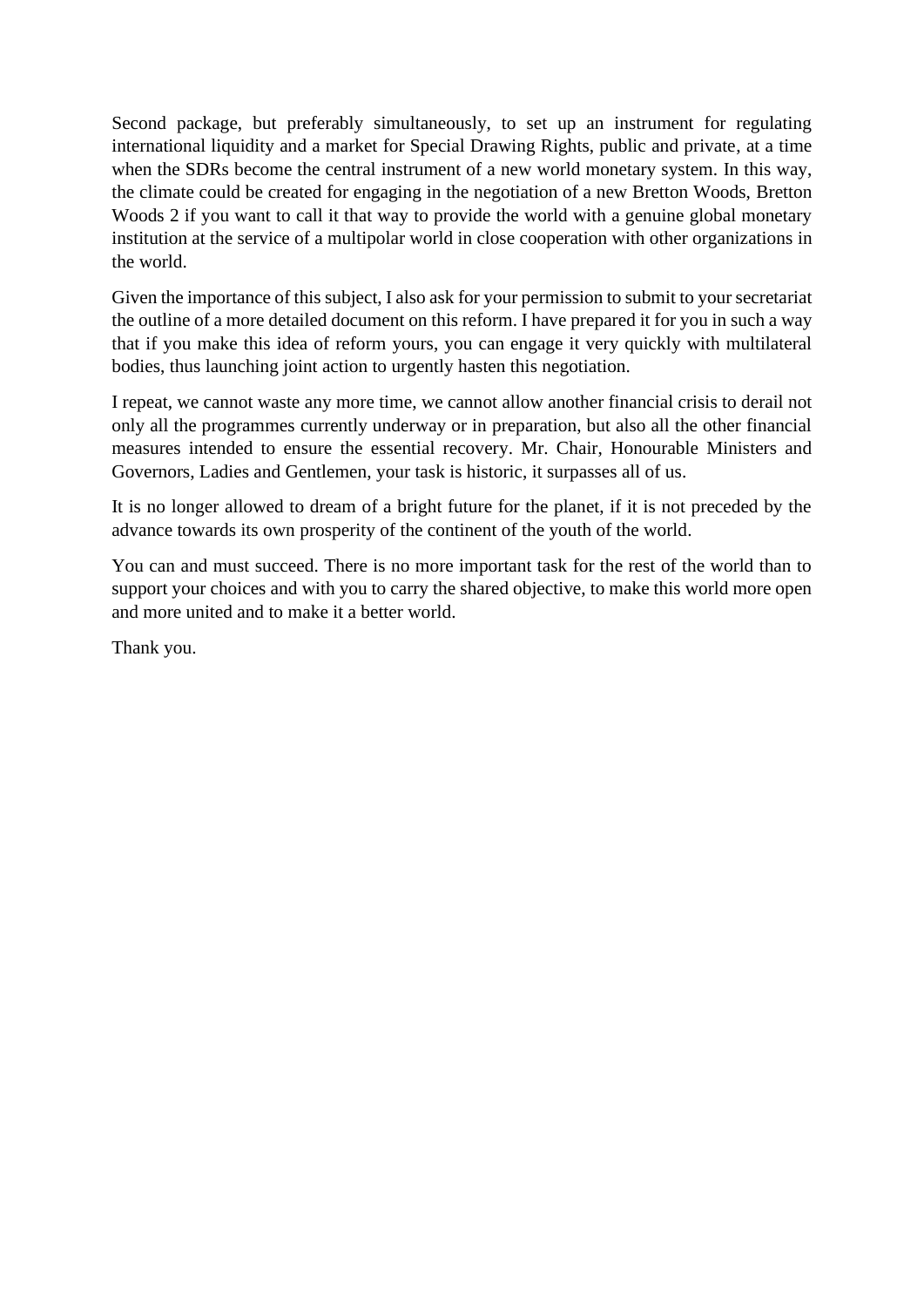Second package, but preferably simultaneously, to set up an instrument for regulating international liquidity and a market for Special Drawing Rights, public and private, at a time when the SDRs become the central instrument of a new world monetary system. In this way, the climate could be created for engaging in the negotiation of a new Bretton Woods, Bretton Woods 2 if you want to call it that way to provide the world with a genuine global monetary institution at the service of a multipolar world in close cooperation with other organizations in the world.

Given the importance of this subject, I also ask for your permission to submit to your secretariat the outline of a more detailed document on this reform. I have prepared it for you in such a way that if you make this idea of reform yours, you can engage it very quickly with multilateral bodies, thus launching joint action to urgently hasten this negotiation.

I repeat, we cannot waste any more time, we cannot allow another financial crisis to derail not only all the programmes currently underway or in preparation, but also all the other financial measures intended to ensure the essential recovery. Mr. Chair, Honourable Ministers and Governors, Ladies and Gentlemen, your task is historic, it surpasses all of us.

It is no longer allowed to dream of a bright future for the planet, if it is not preceded by the advance towards its own prosperity of the continent of the youth of the world.

You can and must succeed. There is no more important task for the rest of the world than to support your choices and with you to carry the shared objective, to make this world more open and more united and to make it a better world.

Thank you.